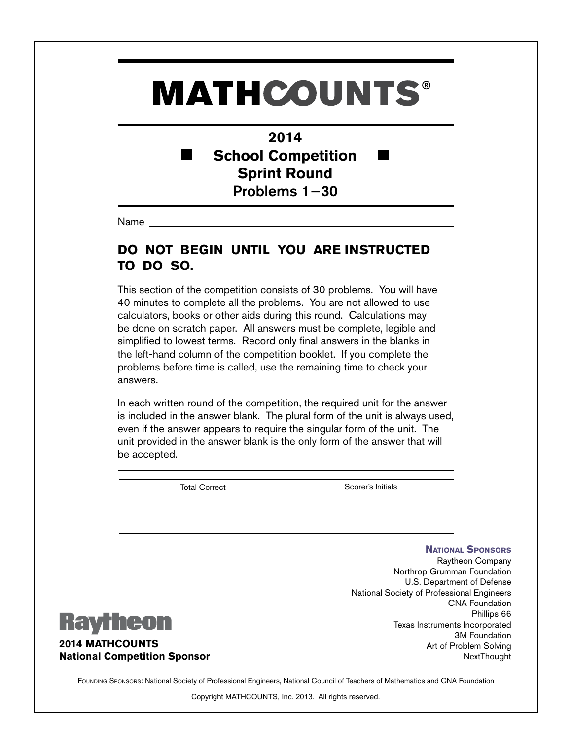# MATHCOUNTS®

## 2014
## ■ School Competition ■
## Sprint Round
## Problems 1−30

Name ______________________________________________

**DO NOT BEGIN UNTIL YOU ARE INSTRUCTED TO DO SO.**

This section of the competition consists of 30 problems. You will have 40 minutes to complete all the problems. You are not allowed to use calculators, books or other aids during this round. Calculations may be done on scratch paper. All answers must be complete, legible and simplified to lowest terms. Record only final answers in the blanks in the left-hand column of the competition booklet. If you complete the problems before time is called, use the remaining time to check your answers.

In each written round of the competition, the required unit for the answer is included in the answer blank. The plural form of the unit is always used, even if the answer appears to require the singular form of the unit. The unit provided in the answer blank is the only form of the answer that will be accepted.

| Total Correct | Scorer's Initials |
| --- | --- |
| | |
| | |

**National Sponsors**
Raytheon Company
Northrop Grumman Foundation
U.S. Department of Defense
National Society of Professional Engineers
CNA Foundation
Phillips 66
Texas Instruments Incorporated
3M Foundation
Art of Problem Solving
NextThought

Raytheon

**2014 MATHCOUNTS National Competition Sponsor**

Founding Sponsors: National Society of Professional Engineers, National Council of Teachers of Mathematics and CNA Foundation

Copyright MATHCOUNTS, Inc. 2013. All rights reserved.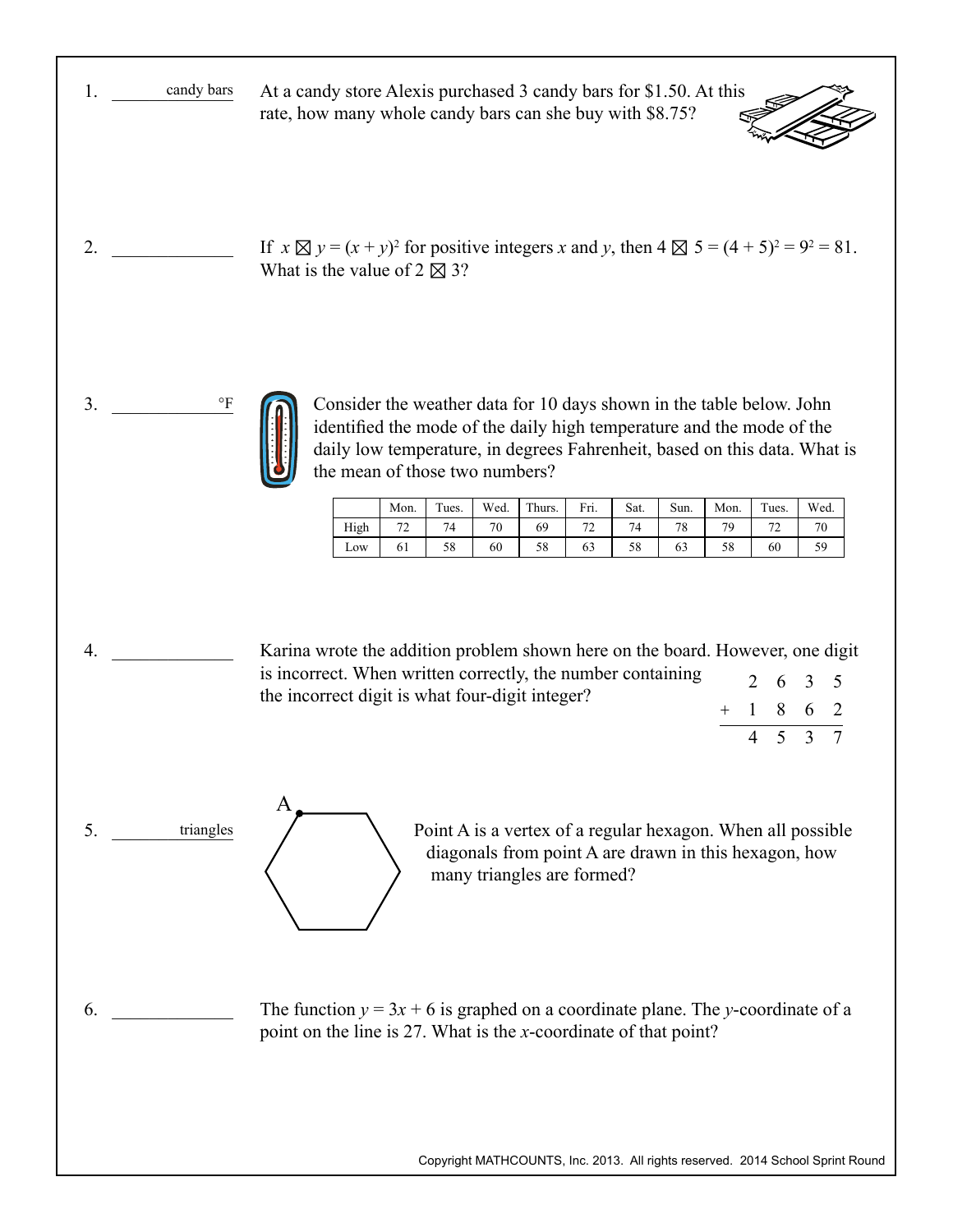1. ____________ candy bars

At a candy store Alexis purchased 3 candy bars for \$1.50. At this rate, how many whole candy bars can she buy with \$8.75?

2. ____________

If $x \boxtimes y = (x + y)^2$ for positive integers $x$ and $y$, then $4 \boxtimes 5 = (4 + 5)^2 = 9^2 = 81$. What is the value of $2 \boxtimes 3$?

3. ____________ °F

Consider the weather data for 10 days shown in the table below. John identified the mode of the daily high temperature and the mode of the daily low temperature, in degrees Fahrenheit, based on this data. What is the mean of those two numbers?

| | Mon. | Tues. | Wed. | Thurs. | Fri. | Sat. | Sun. | Mon. | Tues. | Wed. |
|---|---|---|---|---|---|---|---|---|---|---|
| High | 72 | 74 | 70 | 69 | 72 | 74 | 78 | 79 | 72 | 70 |
| Low | 61 | 58 | 60 | 58 | 63 | 58 | 63 | 58 | 60 | 59 |

4. ____________

Karina wrote the addition problem shown here on the board. However, one digit is incorrect. When written correctly, the number containing the incorrect digit is what four-digit integer?

$$\begin{array}{r} 2\ 6\ 3\ 5 \\ +\ 1\ 8\ 6\ 2 \\ \hline 4\ 5\ 3\ 7 \end{array}$$

5. ____________ triangles

Point A is a vertex of a regular hexagon. When all possible diagonals from point A are drawn in this hexagon, how many triangles are formed?

6. ____________

The function $y = 3x + 6$ is graphed on a coordinate plane. The $y$-coordinate of a point on the line is 27. What is the $x$-coordinate of that point?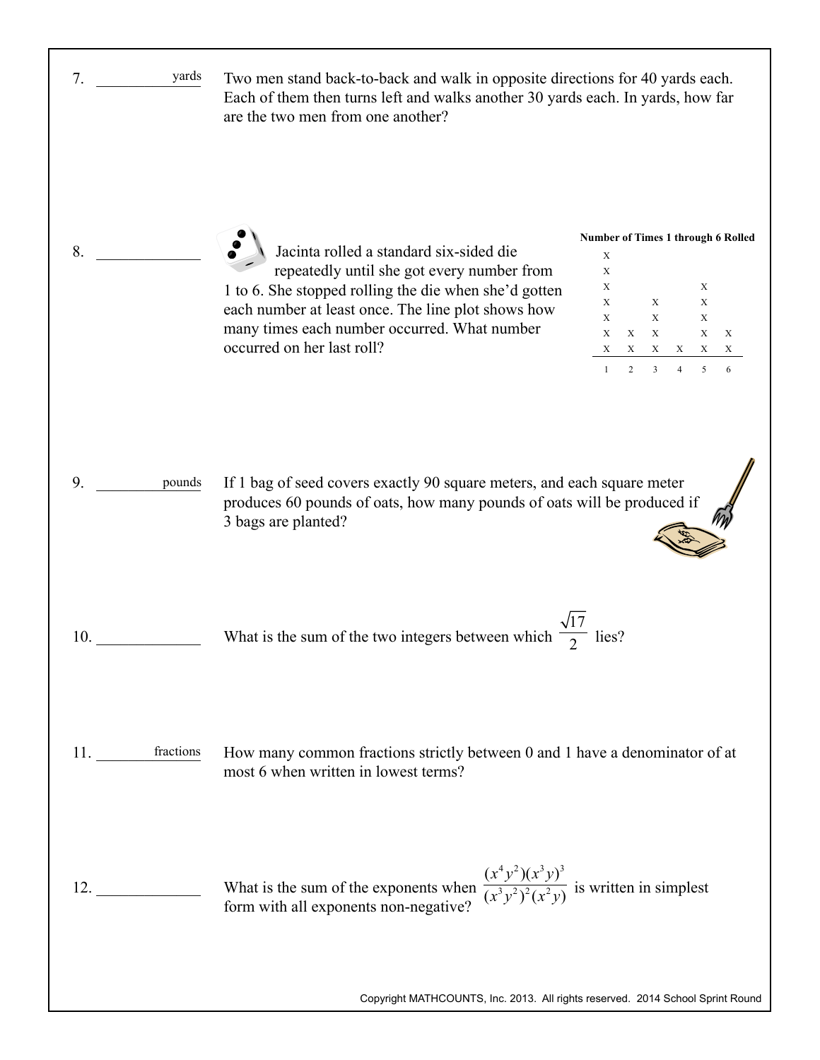7. ____________ yards

Two men stand back-to-back and walk in opposite directions for 40 yards each. Each of them then turns left and walks another 30 yards each. In yards, how far are the two men from one another?

8. ____________

Jacinta rolled a standard six-sided die repeatedly until she got every number from 1 to 6. She stopped rolling the die when she'd gotten each number at least once. The line plot shows how many times each number occurred. What number occurred on her last roll?

**Number of Times 1 through 6 Rolled**

```
x
x
x                   x
x        x          x
x        x          x
x   x    x          x   x
x   x    x     x    x   x
---------------------------
1   2    3     4    5   6
```

9. ____________ pounds

If 1 bag of seed covers exactly 90 square meters, and each square meter produces 60 pounds of oats, how many pounds of oats will be produced if 3 bags are planted?

10. ____________

What is the sum of the two integers between which $\frac{\sqrt{17}}{2}$ lies?

11. ____________ fractions

How many common fractions strictly between 0 and 1 have a denominator of at most 6 when written in lowest terms?

12. ____________

What is the sum of the exponents when $\frac{(x^4y^2)(x^3y)^3}{(x^3y^2)^2(x^2y)}$ is written in simplest form with all exponents non-negative?

Copyright MATHCOUNTS, Inc. 2013. All rights reserved. 2014 School Sprint Round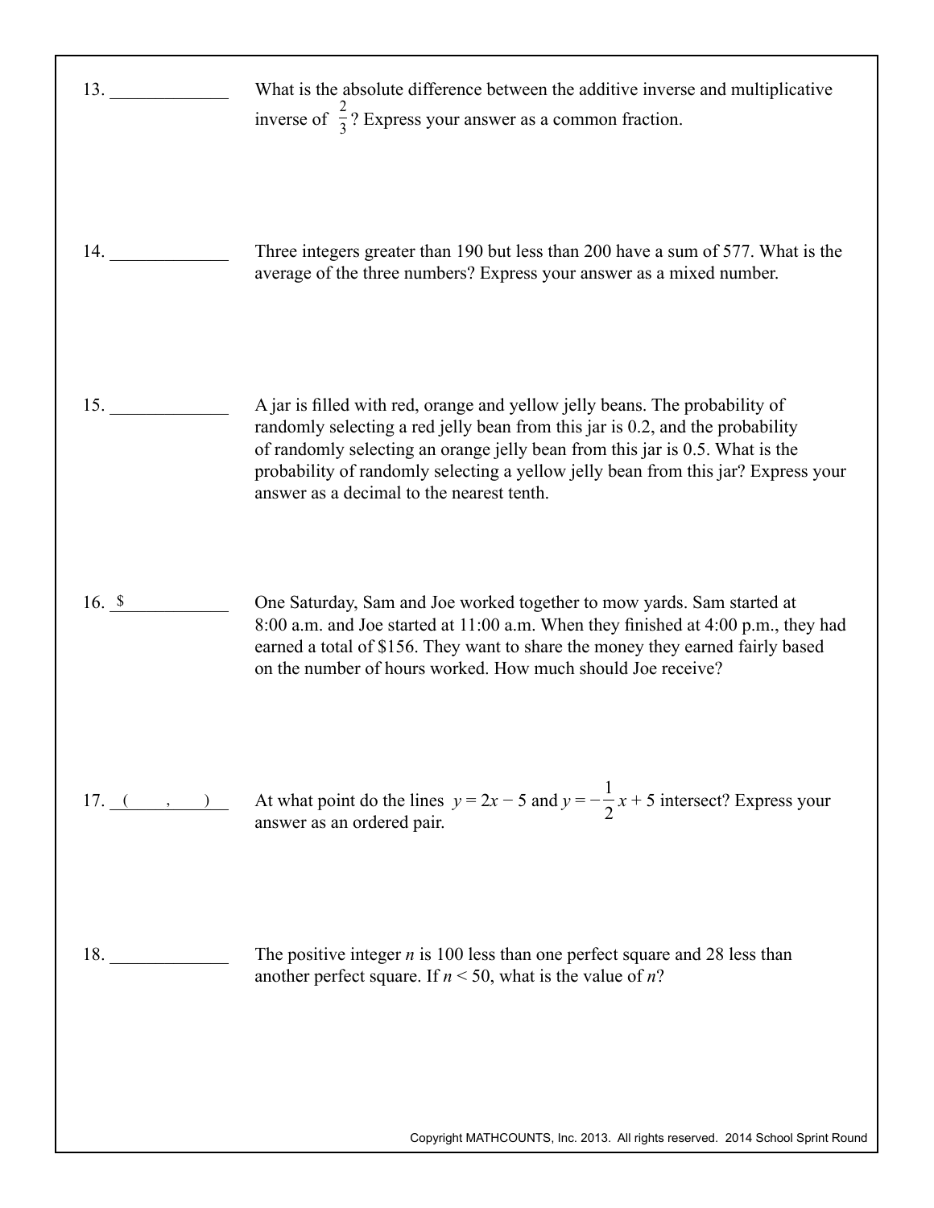13. _____________ What is the absolute difference between the additive inverse and multiplicative inverse of $\frac{2}{3}$? Express your answer as a common fraction.

14. _____________ Three integers greater than 190 but less than 200 have a sum of 577. What is the average of the three numbers? Express your answer as a mixed number.

15. _____________ A jar is filled with red, orange and yellow jelly beans. The probability of randomly selecting a red jelly bean from this jar is 0.2, and the probability of randomly selecting an orange jelly bean from this jar is 0.5. What is the probability of randomly selecting a yellow jelly bean from this jar? Express your answer as a decimal to the nearest tenth.

16. $ _____________ One Saturday, Sam and Joe worked together to mow yards. Sam started at 8:00 a.m. and Joe started at 11:00 a.m. When they finished at 4:00 p.m., they had earned a total of $156. They want to share the money they earned fairly based on the number of hours worked. How much should Joe receive?

17. ( ___ , ___ ) At what point do the lines $y = 2x - 5$ and $y = -\frac{1}{2}x + 5$ intersect? Express your answer as an ordered pair.

18. _____________ The positive integer $n$ is 100 less than one perfect square and 28 less than another perfect square. If $n < 50$, what is the value of $n$?

Copyright MATHCOUNTS, Inc. 2013. All rights reserved. 2014 School Sprint Round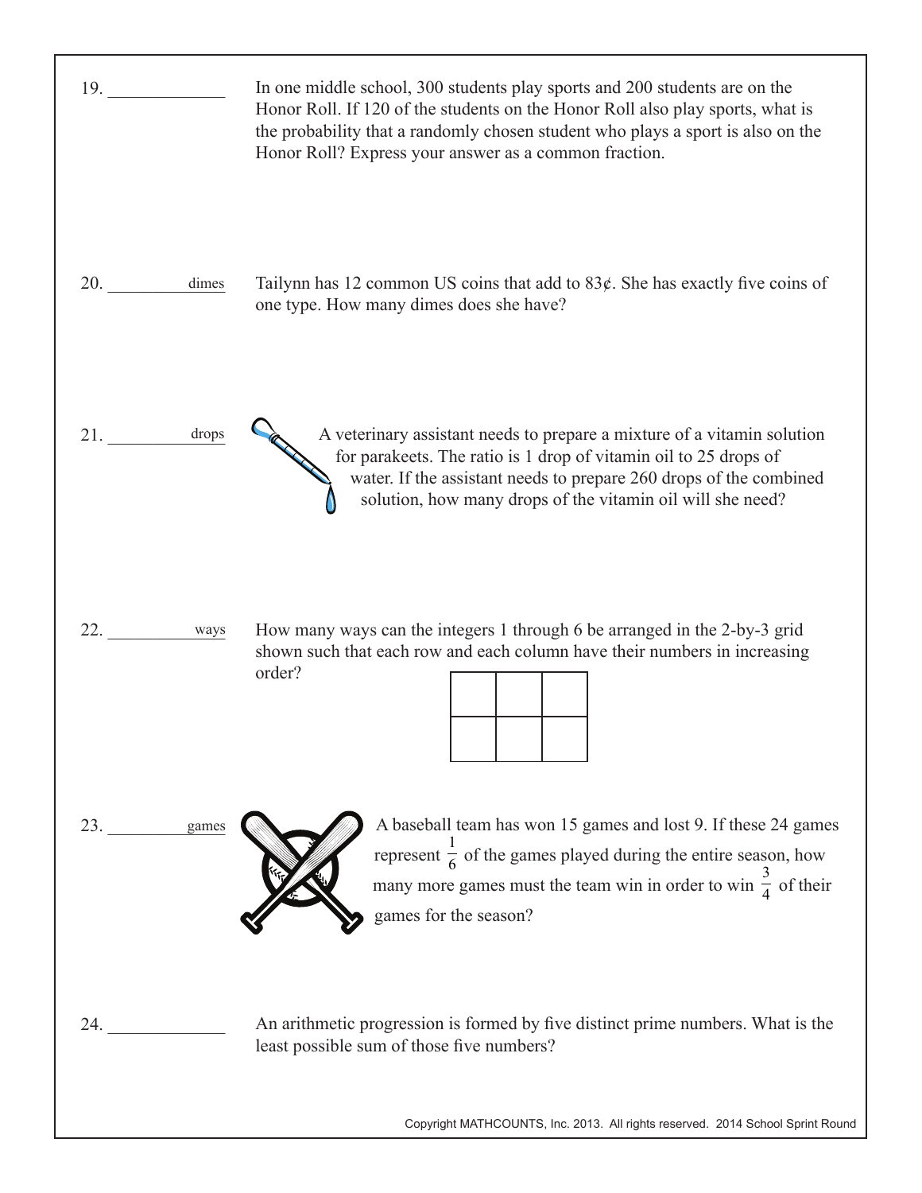19. ______________ In one middle school, 300 students play sports and 200 students are on the Honor Roll. If 120 of the students on the Honor Roll also play sports, what is the probability that a randomly chosen student who plays a sport is also on the Honor Roll? Express your answer as a common fraction.

20. ____________ dimes Tailynn has 12 common US coins that add to 83¢. She has exactly five coins of one type. How many dimes does she have?

21. ____________ drops A veterinary assistant needs to prepare a mixture of a vitamin solution for parakeets. The ratio is 1 drop of vitamin oil to 25 drops of water. If the assistant needs to prepare 260 drops of the combined solution, how many drops of the vitamin oil will she need?

22. ____________ ways How many ways can the integers 1 through 6 be arranged in the 2-by-3 grid shown such that each row and each column have their numbers in increasing order?

| | | |
|---|---|---|
| | | |

23. ____________ games A baseball team has won 15 games and lost 9. If these 24 games represent $\frac{1}{6}$ of the games played during the entire season, how many more games must the team win in order to win $\frac{3}{4}$ of their games for the season?

24. ______________ An arithmetic progression is formed by five distinct prime numbers. What is the least possible sum of those five numbers?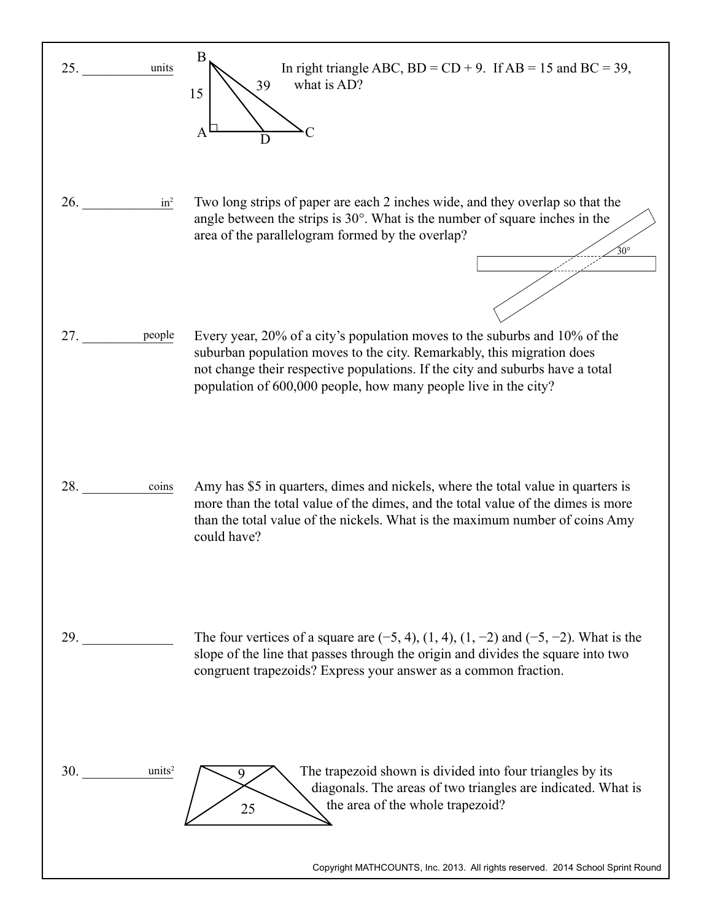25. ___________ units

In right triangle ABC, BD = CD + 9. If AB = 15 and BC = 39, what is AD?

B
15
39
A
D
C

26. ___________ in²

Two long strips of paper are each 2 inches wide, and they overlap so that the angle between the strips is 30°. What is the number of square inches in the area of the parallelogram formed by the overlap?

30°

27. ___________ people

Every year, 20% of a city's population moves to the suburbs and 10% of the suburban population moves to the city. Remarkably, this migration does not change their respective populations. If the city and suburbs have a total population of 600,000 people, how many people live in the city?

28. ___________ coins

Amy has $5 in quarters, dimes and nickels, where the total value in quarters is more than the total value of the dimes, and the total value of the dimes is more than the total value of the nickels. What is the maximum number of coins Amy could have?

29. ___________

The four vertices of a square are (−5, 4), (1, 4), (1, −2) and (−5, −2). What is the slope of the line that passes through the origin and divides the square into two congruent trapezoids? Express your answer as a common fraction.

30. ___________ units²

The trapezoid shown is divided into four triangles by its diagonals. The areas of two triangles are indicated. What is the area of the whole trapezoid?

9
25

Copyright MATHCOUNTS, Inc. 2013. All rights reserved. 2014 School Sprint Round